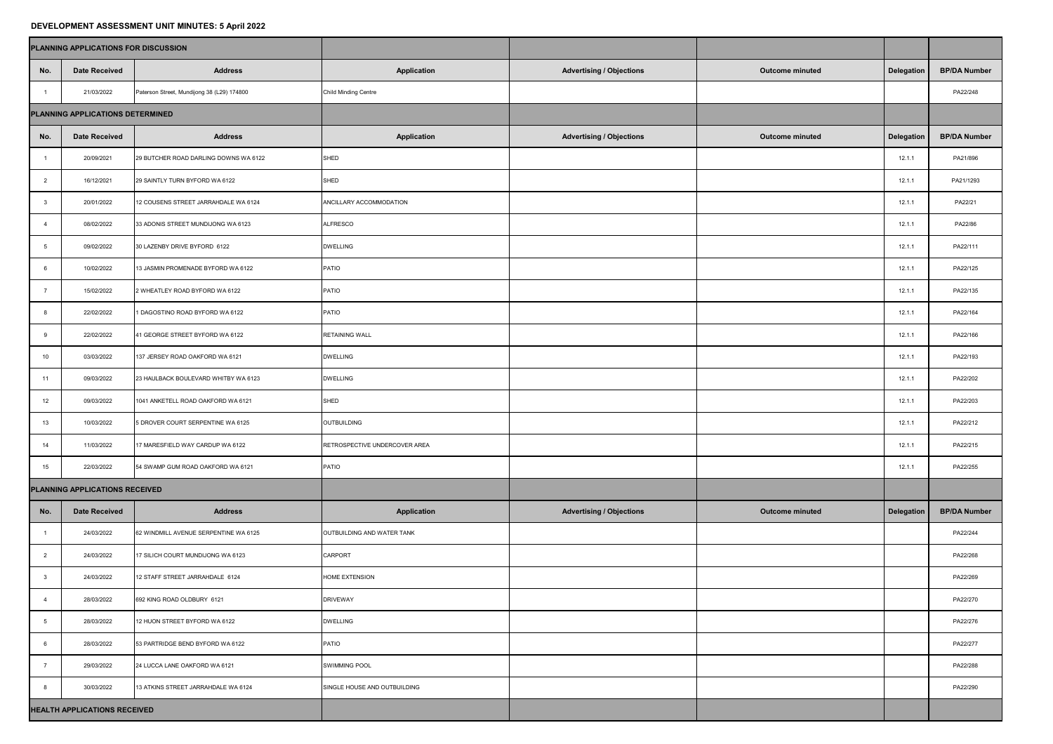# DEVELOPMENT ASSESSMENT UNIT MINUTES: 5 April 2022

| PLANNING APPLICATIONS FOR DISCUSSION | | | | | | | |
|---|---|---|---|---|---|---|---|
| **No.** | **Date Received** | **Address** | **Application** | **Advertising / Objections** | **Outcome minuted** | **Delegation** | **BP/DA Number** |
| 1 | 21/03/2022 | Paterson Street, Mundijong 38 (L29) 174800 | Child Minding Centre | | | | PA22/248 |
| **PLANNING APPLICATIONS DETERMINED** | | | | | | | |
| **No.** | **Date Received** | **Address** | **Application** | **Advertising / Objections** | **Outcome minuted** | **Delegation** | **BP/DA Number** |
| 1 | 20/09/2021 | 29 BUTCHER ROAD DARLING DOWNS WA 6122 | SHED | | | 12.1.1 | PA21/896 |
| 2 | 16/12/2021 | 29 SAINTLY TURN BYFORD WA 6122 | SHED | | | 12.1.1 | PA21/1293 |
| 3 | 20/01/2022 | 12 COUSENS STREET JARRAHDALE WA 6124 | ANCILLARY ACCOMMODATION | | | 12.1.1 | PA22/21 |
| 4 | 08/02/2022 | 33 ADONIS STREET MUNDIJONG WA 6123 | ALFRESCO | | | 12.1.1 | PA22/86 |
| 5 | 09/02/2022 | 30 LAZENBY DRIVE BYFORD 6122 | DWELLING | | | 12.1.1 | PA22/111 |
| 6 | 10/02/2022 | 13 JASMIN PROMENADE BYFORD WA 6122 | PATIO | | | 12.1.1 | PA22/125 |
| 7 | 15/02/2022 | 2 WHEATLEY ROAD BYFORD WA 6122 | PATIO | | | 12.1.1 | PA22/135 |
| 8 | 22/02/2022 | 1 DAGOSTINO ROAD BYFORD WA 6122 | PATIO | | | 12.1.1 | PA22/164 |
| 9 | 22/02/2022 | 41 GEORGE STREET BYFORD WA 6122 | RETAINING WALL | | | 12.1.1 | PA22/166 |
| 10 | 03/03/2022 | 137 JERSEY ROAD OAKFORD WA 6121 | DWELLING | | | 12.1.1 | PA22/193 |
| 11 | 09/03/2022 | 23 HAULBACK BOULEVARD WHITBY WA 6123 | DWELLING | | | 12.1.1 | PA22/202 |
| 12 | 09/03/2022 | 1041 ANKETELL ROAD OAKFORD WA 6121 | SHED | | | 12.1.1 | PA22/203 |
| 13 | 10/03/2022 | 5 DROVER COURT SERPENTINE WA 6125 | OUTBUILDING | | | 12.1.1 | PA22/212 |
| 14 | 11/03/2022 | 17 MARESFIELD WAY CARDUP WA 6122 | RETROSPECTIVE UNDERCOVER AREA | | | 12.1.1 | PA22/215 |
| 15 | 22/03/2022 | 54 SWAMP GUM ROAD OAKFORD WA 6121 | PATIO | | | 12.1.1 | PA22/255 |
| **PLANNING APPLICATIONS RECEIVED** | | | | | | | |
| **No.** | **Date Received** | **Address** | **Application** | **Advertising / Objections** | **Outcome minuted** | **Delegation** | **BP/DA Number** |
| 1 | 24/03/2022 | 62 WINDMILL AVENUE SERPENTINE WA 6125 | OUTBUILDING AND WATER TANK | | | | PA22/244 |
| 2 | 24/03/2022 | 17 SILICH COURT MUNDIJONG WA 6123 | CARPORT | | | | PA22/268 |
| 3 | 24/03/2022 | 12 STAFF STREET JARRAHDALE 6124 | HOME EXTENSION | | | | PA22/269 |
| 4 | 28/03/2022 | 692 KING ROAD OLDBURY 6121 | DRIVEWAY | | | | PA22/270 |
| 5 | 28/03/2022 | 12 HUON STREET BYFORD WA 6122 | DWELLING | | | | PA22/276 |
| 6 | 28/03/2022 | 53 PARTRIDGE BEND BYFORD WA 6122 | PATIO | | | | PA22/277 |
| 7 | 29/03/2022 | 24 LUCCA LANE OAKFORD WA 6121 | SWIMMING POOL | | | | PA22/288 |
| 8 | 30/03/2022 | 13 ATKINS STREET JARRAHDALE WA 6124 | SINGLE HOUSE AND OUTBUILDING | | | | PA22/290 |
| **HEALTH APPLICATIONS RECEIVED** | | | | | | | |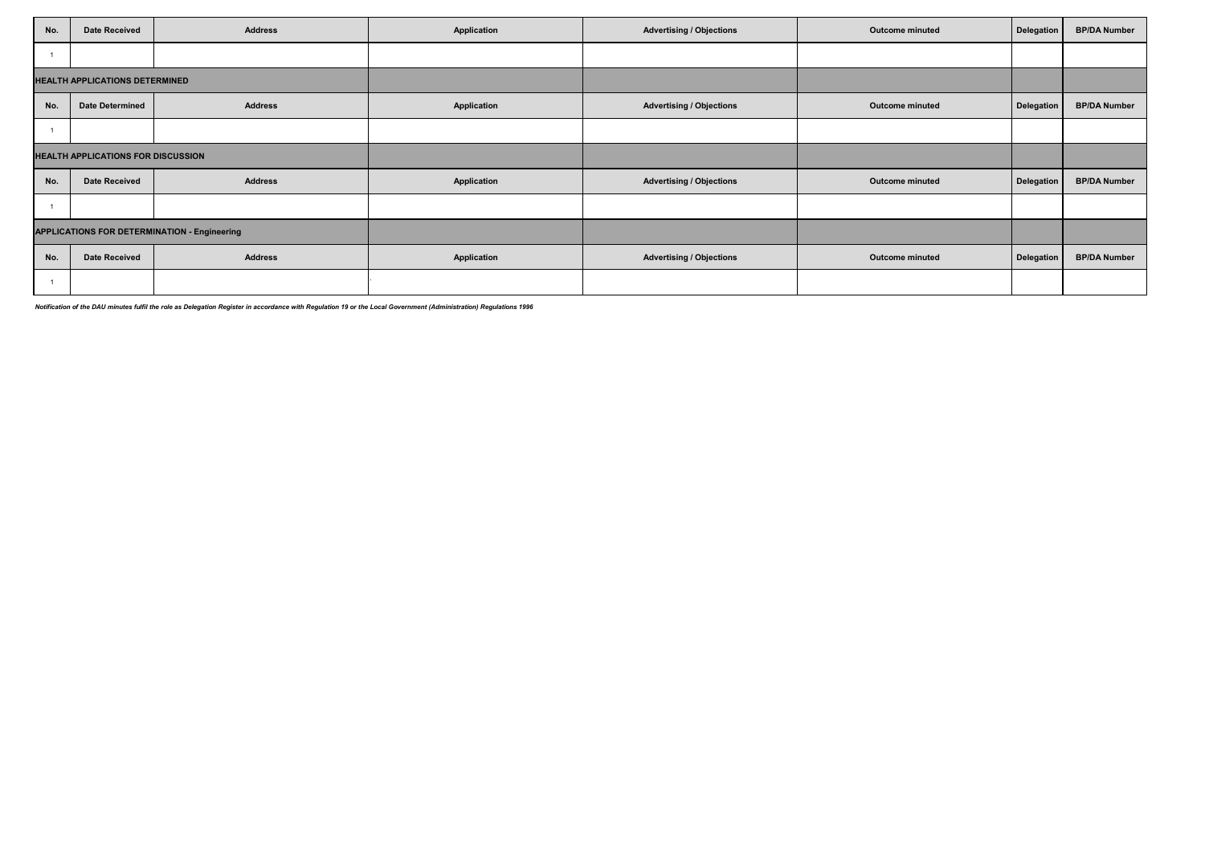| No. | Date Received | Address | Application | Advertising / Objections | Outcome minuted | Delegation | BP/DA Number |
|---|---|---|---|---|---|---|---|
| 1 | | | | | | | |

**HEALTH APPLICATIONS DETERMINED**

| No. | Date Determined | Address | Application | Advertising / Objections | Outcome minuted | Delegation | BP/DA Number |
|---|---|---|---|---|---|---|---|
| 1 | | | | | | | |

**HEALTH APPLICATIONS FOR DISCUSSION**

| No. | Date Received | Address | Application | Advertising / Objections | Outcome minuted | Delegation | BP/DA Number |
|---|---|---|---|---|---|---|---|
| 1 | | | | | | | |

**APPLICATIONS FOR DETERMINATION - Engineering**

| No. | Date Received | Address | Application | Advertising / Objections | Outcome minuted | Delegation | BP/DA Number |
|---|---|---|---|---|---|---|---|
| 1 | | | . | | | | |

*Notification of the DAU minutes fulfil the role as Delegation Register in accordance with Regulation 19 or the Local Government (Administration) Regulations 1996*